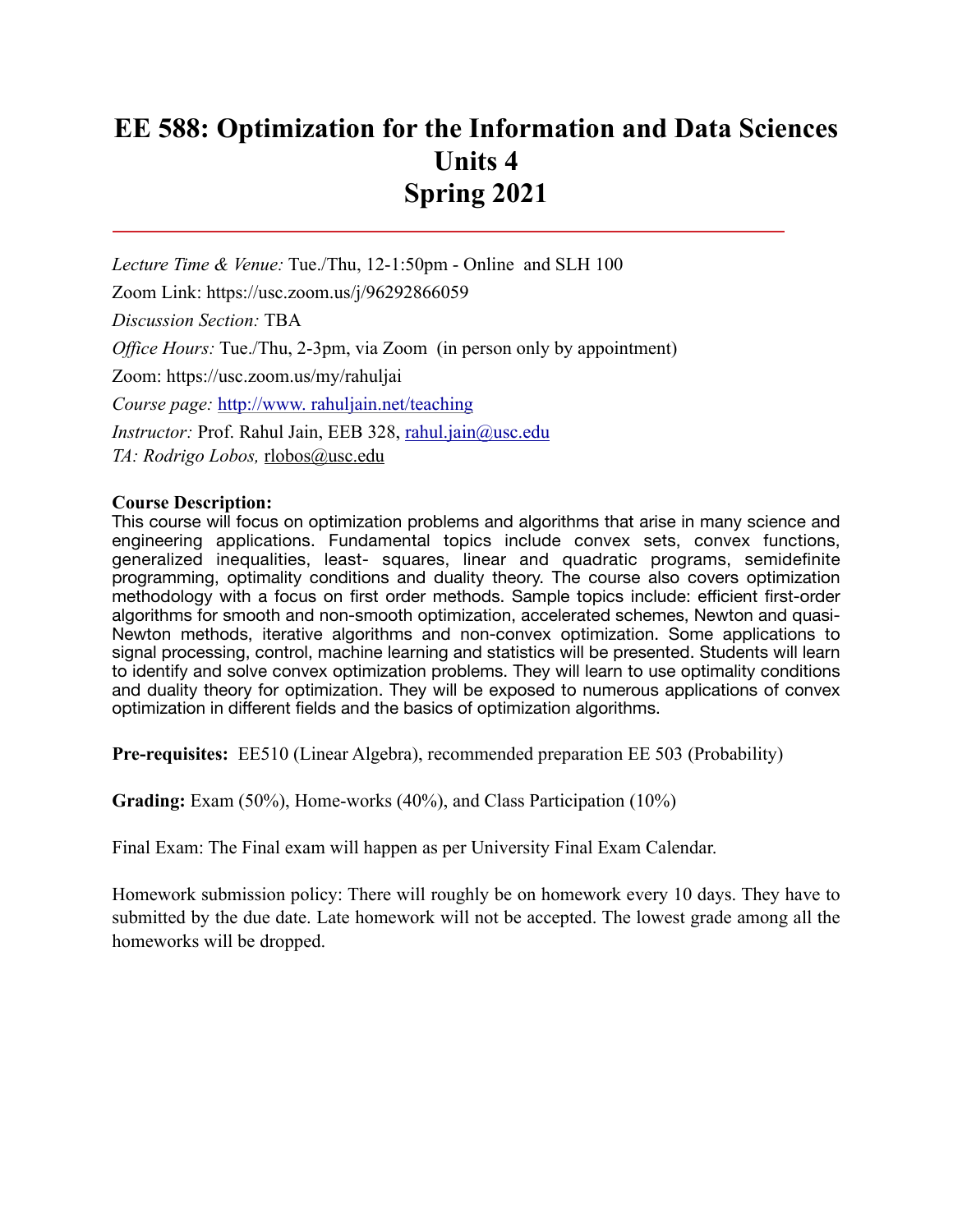# EE 588: Optimization for the Information and Data Sciences
# Units 4
# Spring 2021

*Lecture Time & Venue:* Tue./Thu, 12-1:50pm - Online and SLH 100

Zoom Link: https://usc.zoom.us/j/96292866059

*Discussion Section:* TBA

*Office Hours:* Tue./Thu, 2-3pm, via Zoom (in person only by appointment)

Zoom: https://usc.zoom.us/my/rahuljai

*Course page:* [http://www. rahuljain.net/teaching](http://www.rahuljain.net/teaching)

*Instructor:* Prof. Rahul Jain, EEB 328, [rahul.jain@usc.edu](mailto:rahul.jain@usc.edu)
*TA: Rodrigo Lobos,* rlobos@usc.edu

**Course Description:**
This course will focus on optimization problems and algorithms that arise in many science and engineering applications. Fundamental topics include convex sets, convex functions, generalized inequalities, least- squares, linear and quadratic programs, semidefinite programming, optimality conditions and duality theory. The course also covers optimization methodology with a focus on first order methods. Sample topics include: efficient first-order algorithms for smooth and non-smooth optimization, accelerated schemes, Newton and quasi-Newton methods, iterative algorithms and non-convex optimization. Some applications to signal processing, control, machine learning and statistics will be presented. Students will learn to identify and solve convex optimization problems. They will learn to use optimality conditions and duality theory for optimization. They will be exposed to numerous applications of convex optimization in different fields and the basics of optimization algorithms.

**Pre-requisites:** EE510 (Linear Algebra), recommended preparation EE 503 (Probability)

**Grading:** Exam (50%), Home-works (40%), and Class Participation (10%)

Final Exam: The Final exam will happen as per University Final Exam Calendar.

Homework submission policy: There will roughly be on homework every 10 days. They have to submitted by the due date. Late homework will not be accepted. The lowest grade among all the homeworks will be dropped.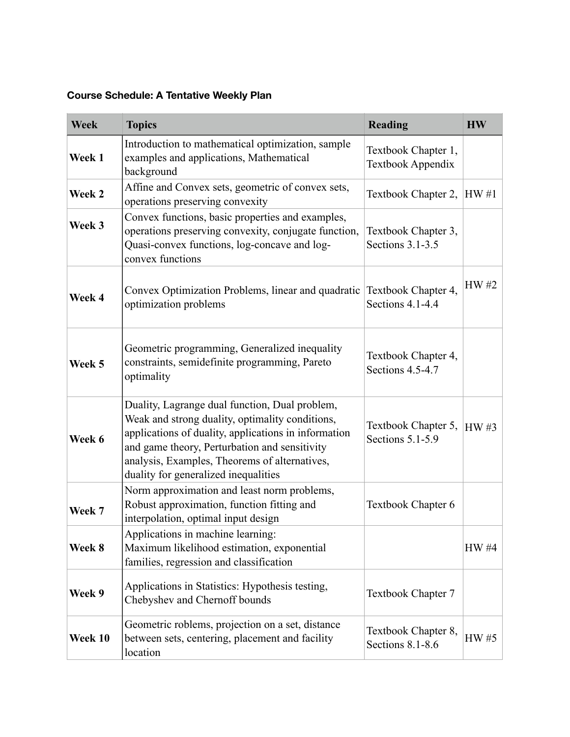**Course Schedule: A Tentative Weekly Plan**

| Week | Topics | Reading | HW |
|---|---|---|---|
| **Week 1** | Introduction to mathematical optimization, sample examples and applications, Mathematical background | Textbook Chapter 1, Textbook Appendix | |
| **Week 2** | Affine and Convex sets, geometric of convex sets, operations preserving convexity | Textbook Chapter 2, | HW #1 |
| **Week 3** | Convex functions, basic properties and examples, operations preserving convexity, conjugate function, Quasi-convex functions, log-concave and log-convex functions | Textbook Chapter 3, Sections 3.1-3.5 | |
| **Week 4** | Convex Optimization Problems, linear and quadratic optimization problems | Textbook Chapter 4, Sections 4.1-4.4 | HW #2 |
| **Week 5** | Geometric programming, Generalized inequality constraints, semidefinite programming, Pareto optimality | Textbook Chapter 4, Sections 4.5-4.7 | |
| **Week 6** | Duality, Lagrange dual function, Dual problem, Weak and strong duality, optimality conditions, applications of duality, applications in information and game theory, Perturbation and sensitivity analysis, Examples, Theorems of alternatives, duality for generalized inequalities | Textbook Chapter 5, Sections 5.1-5.9 | HW #3 |
| **Week 7** | Norm approximation and least norm problems, Robust approximation, function fitting and interpolation, optimal input design | Textbook Chapter 6 | |
| **Week 8** | Applications in machine learning: Maximum likelihood estimation, exponential families, regression and classification | | HW #4 |
| **Week 9** | Applications in Statistics: Hypothesis testing, Chebyshev and Chernoff bounds | Textbook Chapter 7 | |
| **Week 10** | Geometric roblems, projection on a set, distance between sets, centering, placement and facility location | Textbook Chapter 8, Sections 8.1-8.6 | HW #5 |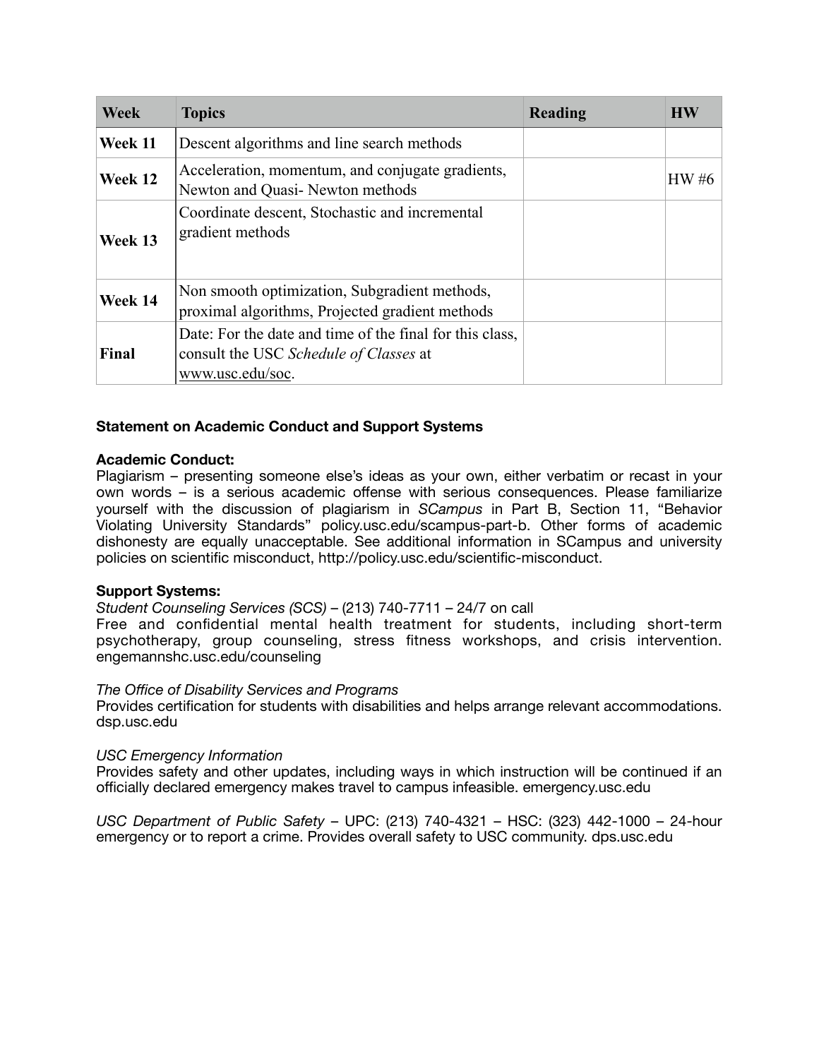| Week | Topics | Reading | HW |
| --- | --- | --- | --- |
| **Week 11** | Descent algorithms and line search methods | | |
| **Week 12** | Acceleration, momentum, and conjugate gradients, Newton and Quasi- Newton methods | | HW #6 |
| **Week 13** | Coordinate descent, Stochastic and incremental gradient methods | | |
| **Week 14** | Non smooth optimization, Subgradient methods, proximal algorithms, Projected gradient methods | | |
| **Final** | Date: For the date and time of the final for this class, consult the USC *Schedule of Classes* at www.usc.edu/soc. | | |

**Statement on Academic Conduct and Support Systems**

**Academic Conduct:**

Plagiarism – presenting someone else's ideas as your own, either verbatim or recast in your own words – is a serious academic offense with serious consequences. Please familiarize yourself with the discussion of plagiarism in *SCampus* in Part B, Section 11, "Behavior Violating University Standards" policy.usc.edu/scampus-part-b. Other forms of academic dishonesty are equally unacceptable. See additional information in SCampus and university policies on scientific misconduct, http://policy.usc.edu/scientific-misconduct.

**Support Systems:**

*Student Counseling Services (SCS)* – (213) 740-7711 – 24/7 on call
Free and confidential mental health treatment for students, including short-term psychotherapy, group counseling, stress fitness workshops, and crisis intervention. engemannshc.usc.edu/counseling

*The Office of Disability Services and Programs*
Provides certification for students with disabilities and helps arrange relevant accommodations. dsp.usc.edu

*USC Emergency Information*
Provides safety and other updates, including ways in which instruction will be continued if an officially declared emergency makes travel to campus infeasible. emergency.usc.edu

*USC Department of Public Safety* – UPC: (213) 740-4321 – HSC: (323) 442-1000 – 24-hour emergency or to report a crime. Provides overall safety to USC community. dps.usc.edu